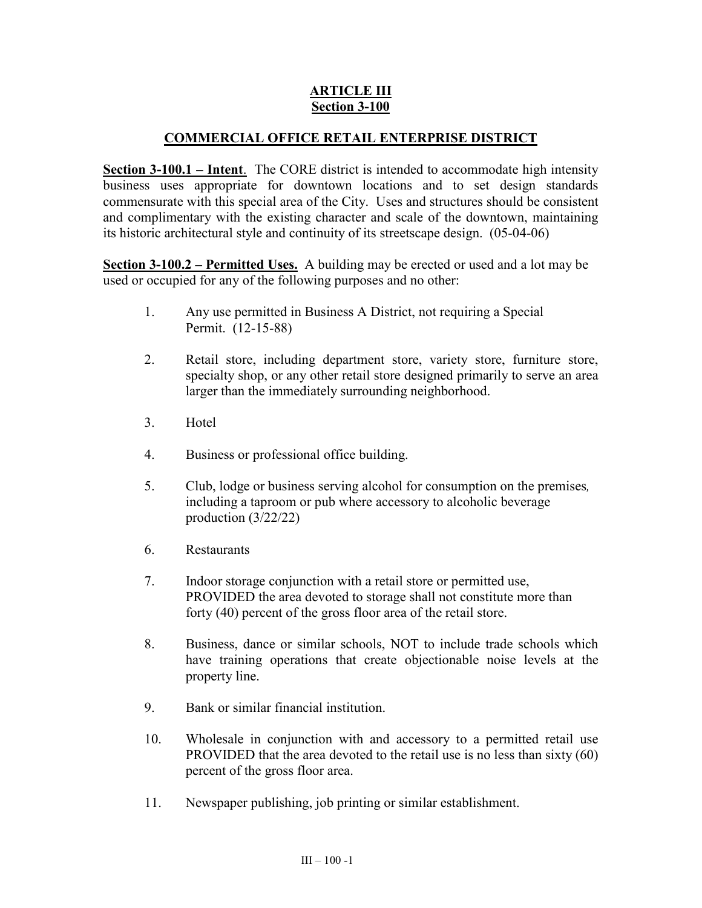# ARTICLE III
## Section 3-100

## COMMERCIAL OFFICE RETAIL ENTERPRISE DISTRICT

**Section 3-100.1 – Intent**. The CORE district is intended to accommodate high intensity business uses appropriate for downtown locations and to set design standards commensurate with this special area of the City. Uses and structures should be consistent and complimentary with the existing character and scale of the downtown, maintaining its historic architectural style and continuity of its streetscape design. (05-04-06)

**Section 3-100.2 – Permitted Uses.** A building may be erected or used and a lot may be used or occupied for any of the following purposes and no other:

1. Any use permitted in Business A District, not requiring a Special Permit. (12-15-88)

2. Retail store, including department store, variety store, furniture store, specialty shop, or any other retail store designed primarily to serve an area larger than the immediately surrounding neighborhood.

3. Hotel

4. Business or professional office building.

5. Club, lodge or business serving alcohol for consumption on the premises, including a taproom or pub where accessory to alcoholic beverage production (3/22/22)

6. Restaurants

7. Indoor storage conjunction with a retail store or permitted use, PROVIDED the area devoted to storage shall not constitute more than forty (40) percent of the gross floor area of the retail store.

8. Business, dance or similar schools, NOT to include trade schools which have training operations that create objectionable noise levels at the property line.

9. Bank or similar financial institution.

10. Wholesale in conjunction with and accessory to a permitted retail use PROVIDED that the area devoted to the retail use is no less than sixty (60) percent of the gross floor area.

11. Newspaper publishing, job printing or similar establishment.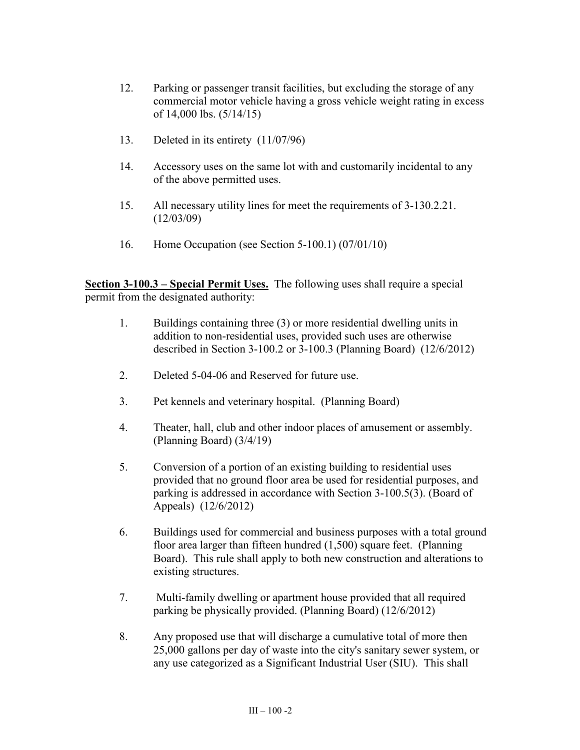12. Parking or passenger transit facilities, but excluding the storage of any commercial motor vehicle having a gross vehicle weight rating in excess of 14,000 lbs. (5/14/15)

13. Deleted in its entirety (11/07/96)

14. Accessory uses on the same lot with and customarily incidental to any of the above permitted uses.

15. All necessary utility lines for meet the requirements of 3-130.2.21. (12/03/09)

16. Home Occupation (see Section 5-100.1) (07/01/10)

**Section 3-100.3 – Special Permit Uses.** The following uses shall require a special permit from the designated authority:

1. Buildings containing three (3) or more residential dwelling units in addition to non-residential uses, provided such uses are otherwise described in Section 3-100.2 or 3-100.3 (Planning Board) (12/6/2012)

2. Deleted 5-04-06 and Reserved for future use.

3. Pet kennels and veterinary hospital. (Planning Board)

4. Theater, hall, club and other indoor places of amusement or assembly. (Planning Board) (3/4/19)

5. Conversion of a portion of an existing building to residential uses provided that no ground floor area be used for residential purposes, and parking is addressed in accordance with Section 3-100.5(3). (Board of Appeals) (12/6/2012)

6. Buildings used for commercial and business purposes with a total ground floor area larger than fifteen hundred (1,500) square feet. (Planning Board). This rule shall apply to both new construction and alterations to existing structures.

7. Multi-family dwelling or apartment house provided that all required parking be physically provided. (Planning Board) (12/6/2012)

8. Any proposed use that will discharge a cumulative total of more then 25,000 gallons per day of waste into the city's sanitary sewer system, or any use categorized as a Significant Industrial User (SIU). This shall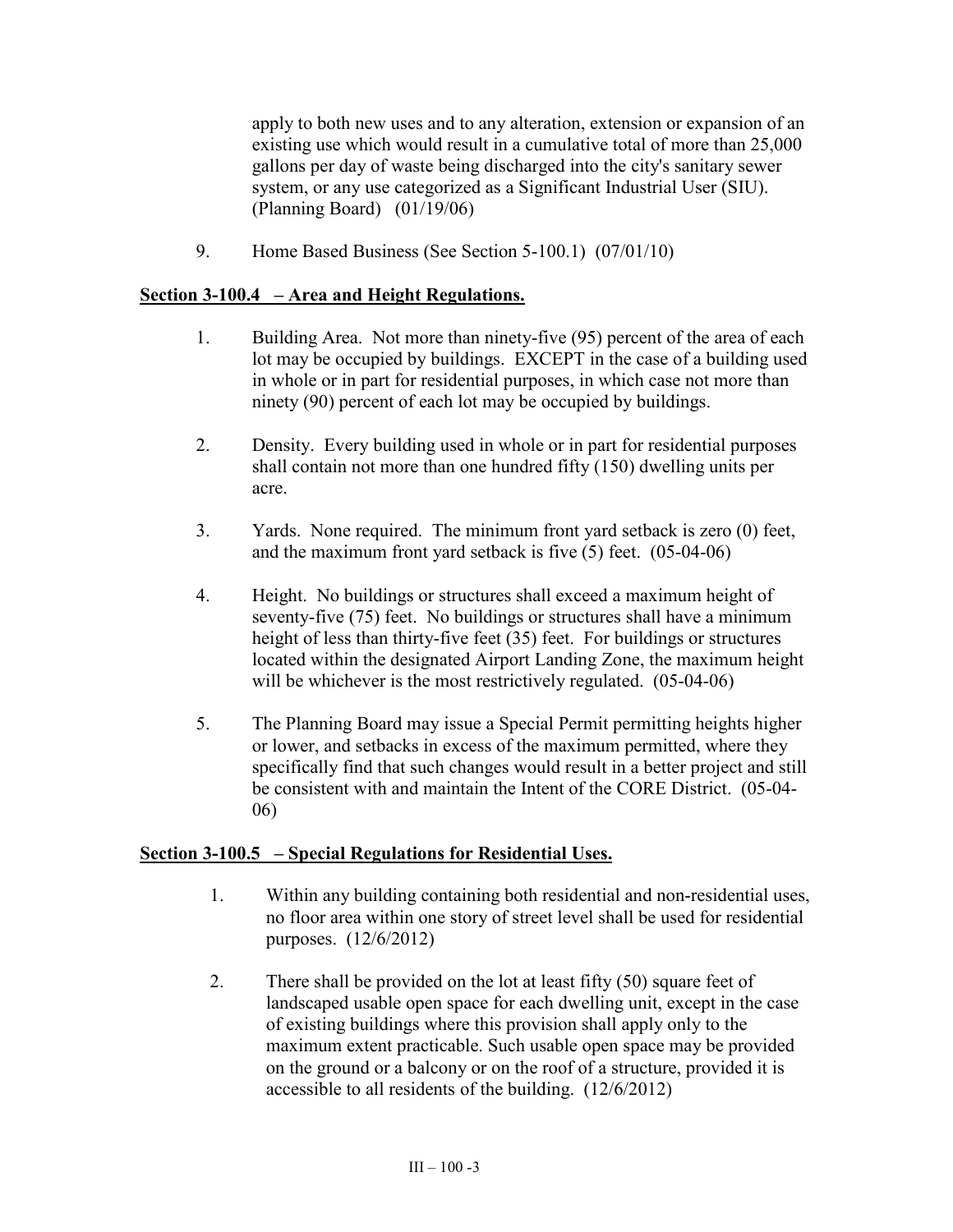apply to both new uses and to any alteration, extension or expansion of an existing use which would result in a cumulative total of more than 25,000 gallons per day of waste being discharged into the city's sanitary sewer system, or any use categorized as a Significant Industrial User (SIU). (Planning Board) (01/19/06)

9. Home Based Business (See Section 5-100.1) (07/01/10)

**Section 3-100.4 – Area and Height Regulations.**

1. Building Area. Not more than ninety-five (95) percent of the area of each lot may be occupied by buildings. EXCEPT in the case of a building used in whole or in part for residential purposes, in which case not more than ninety (90) percent of each lot may be occupied by buildings.

2. Density. Every building used in whole or in part for residential purposes shall contain not more than one hundred fifty (150) dwelling units per acre.

3. Yards. None required. The minimum front yard setback is zero (0) feet, and the maximum front yard setback is five (5) feet. (05-04-06)

4. Height. No buildings or structures shall exceed a maximum height of seventy-five (75) feet. No buildings or structures shall have a minimum height of less than thirty-five feet (35) feet. For buildings or structures located within the designated Airport Landing Zone, the maximum height will be whichever is the most restrictively regulated. (05-04-06)

5. The Planning Board may issue a Special Permit permitting heights higher or lower, and setbacks in excess of the maximum permitted, where they specifically find that such changes would result in a better project and still be consistent with and maintain the Intent of the CORE District. (05-04-06)

**Section 3-100.5 – Special Regulations for Residential Uses.**

1. Within any building containing both residential and non-residential uses, no floor area within one story of street level shall be used for residential purposes. (12/6/2012)

2. There shall be provided on the lot at least fifty (50) square feet of landscaped usable open space for each dwelling unit, except in the case of existing buildings where this provision shall apply only to the maximum extent practicable. Such usable open space may be provided on the ground or a balcony or on the roof of a structure, provided it is accessible to all residents of the building. (12/6/2012)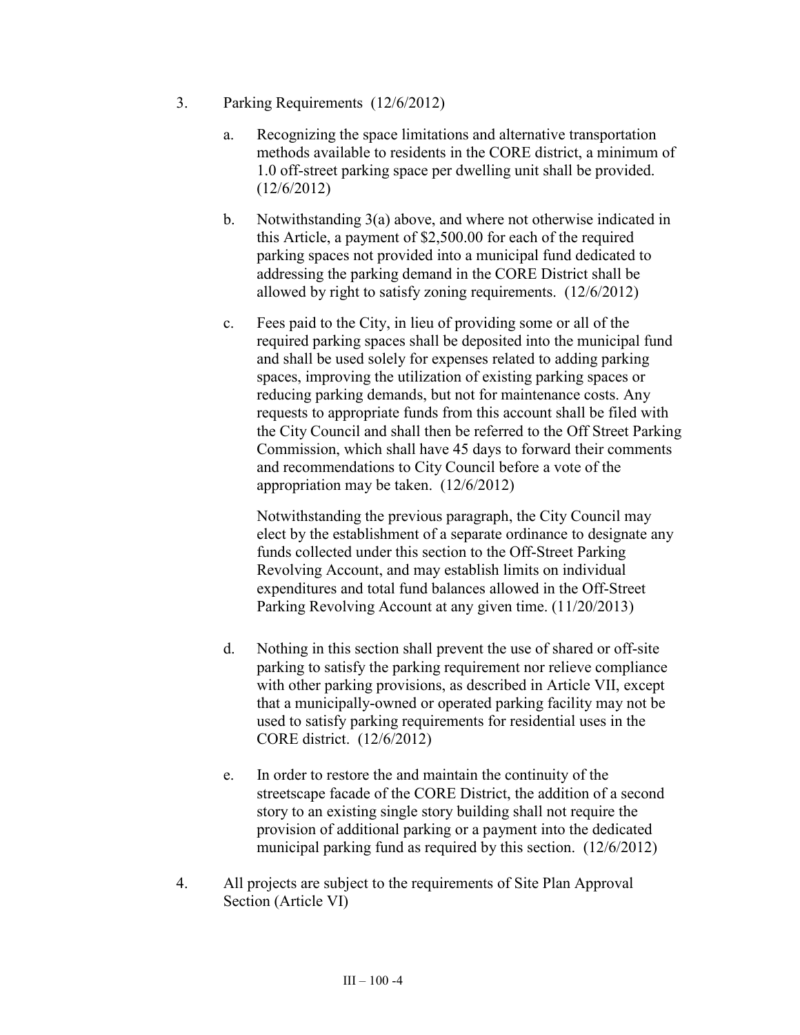3. Parking Requirements (12/6/2012)

   a. Recognizing the space limitations and alternative transportation methods available to residents in the CORE district, a minimum of 1.0 off-street parking space per dwelling unit shall be provided. (12/6/2012)

   b. Notwithstanding 3(a) above, and where not otherwise indicated in this Article, a payment of $2,500.00 for each of the required parking spaces not provided into a municipal fund dedicated to addressing the parking demand in the CORE District shall be allowed by right to satisfy zoning requirements. (12/6/2012)

   c. Fees paid to the City, in lieu of providing some or all of the required parking spaces shall be deposited into the municipal fund and shall be used solely for expenses related to adding parking spaces, improving the utilization of existing parking spaces or reducing parking demands, but not for maintenance costs. Any requests to appropriate funds from this account shall be filed with the City Council and shall then be referred to the Off Street Parking Commission, which shall have 45 days to forward their comments and recommendations to City Council before a vote of the appropriation may be taken. (12/6/2012)

      Notwithstanding the previous paragraph, the City Council may elect by the establishment of a separate ordinance to designate any funds collected under this section to the Off-Street Parking Revolving Account, and may establish limits on individual expenditures and total fund balances allowed in the Off-Street Parking Revolving Account at any given time. (11/20/2013)

   d. Nothing in this section shall prevent the use of shared or off-site parking to satisfy the parking requirement nor relieve compliance with other parking provisions, as described in Article VII, except that a municipally-owned or operated parking facility may not be used to satisfy parking requirements for residential uses in the CORE district. (12/6/2012)

   e. In order to restore the and maintain the continuity of the streetscape facade of the CORE District, the addition of a second story to an existing single story building shall not require the provision of additional parking or a payment into the dedicated municipal parking fund as required by this section. (12/6/2012)

4. All projects are subject to the requirements of Site Plan Approval Section (Article VI)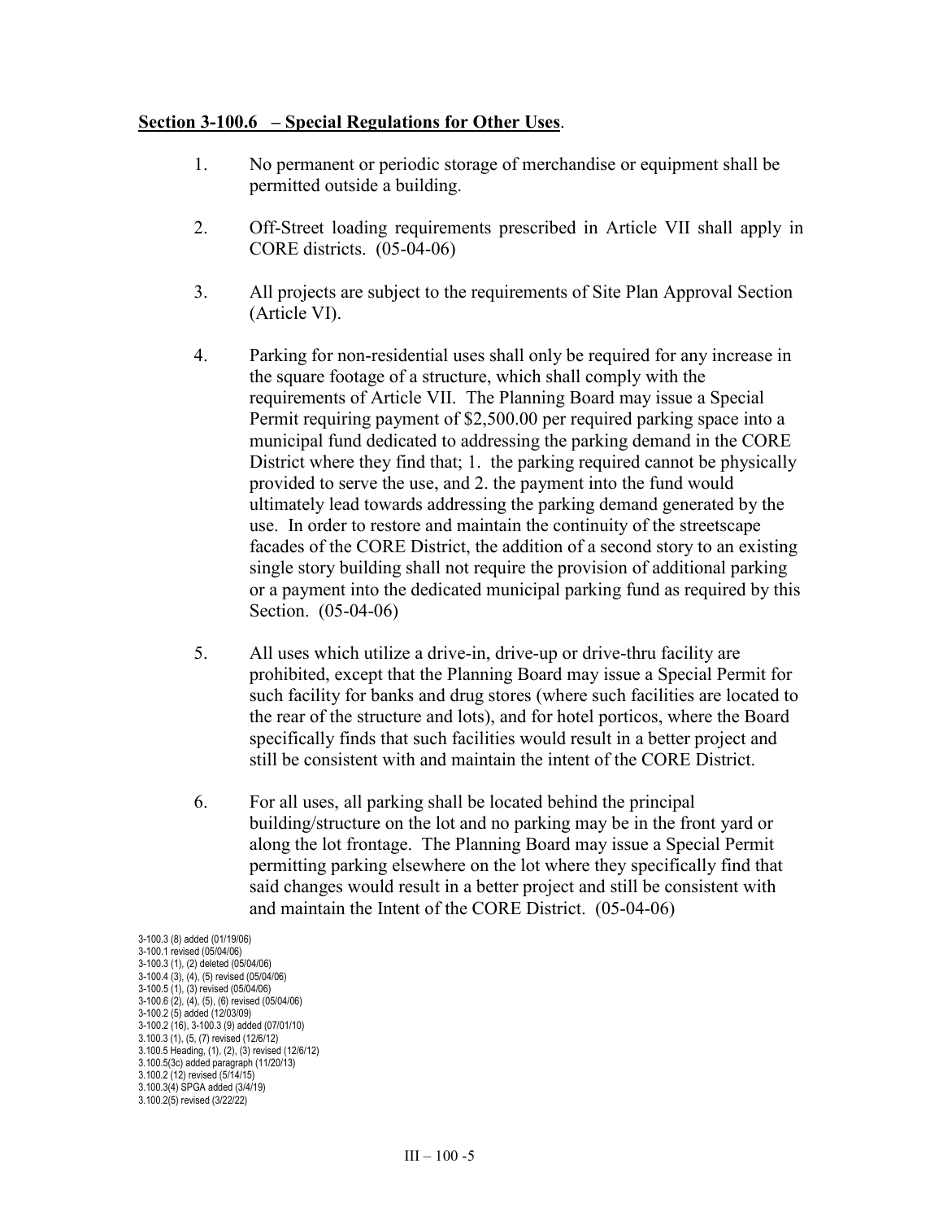**Section 3-100.6 – Special Regulations for Other Uses**.

1. No permanent or periodic storage of merchandise or equipment shall be permitted outside a building.

2. Off-Street loading requirements prescribed in Article VII shall apply in CORE districts. (05-04-06)

3. All projects are subject to the requirements of Site Plan Approval Section (Article VI).

4. Parking for non-residential uses shall only be required for any increase in the square footage of a structure, which shall comply with the requirements of Article VII. The Planning Board may issue a Special Permit requiring payment of $2,500.00 per required parking space into a municipal fund dedicated to addressing the parking demand in the CORE District where they find that; 1. the parking required cannot be physically provided to serve the use, and 2. the payment into the fund would ultimately lead towards addressing the parking demand generated by the use. In order to restore and maintain the continuity of the streetscape facades of the CORE District, the addition of a second story to an existing single story building shall not require the provision of additional parking or a payment into the dedicated municipal parking fund as required by this Section. (05-04-06)

5. All uses which utilize a drive-in, drive-up or drive-thru facility are prohibited, except that the Planning Board may issue a Special Permit for such facility for banks and drug stores (where such facilities are located to the rear of the structure and lots), and for hotel porticos, where the Board specifically finds that such facilities would result in a better project and still be consistent with and maintain the intent of the CORE District.

6. For all uses, all parking shall be located behind the principal building/structure on the lot and no parking may be in the front yard or along the lot frontage. The Planning Board may issue a Special Permit permitting parking elsewhere on the lot where they specifically find that said changes would result in a better project and still be consistent with and maintain the Intent of the CORE District. (05-04-06)

3-100.3 (8) added (01/19/06)
3-100.1 revised (05/04/06)
3-100.3 (1), (2) deleted (05/04/06)
3-100.4 (3), (4), (5) revised (05/04/06)
3-100.5 (1), (3) revised (05/04/06)
3-100.6 (2), (4), (5), (6) revised (05/04/06)
3-100.2 (5) added (12/03/09)
3-100.2 (16), 3-100.3 (9) added (07/01/10)
3.100.3 (1), (5, (7) revised (12/6/12)
3.100.5 Heading, (1), (2), (3) revised (12/6/12)
3.100.5(3c) added paragraph (11/20/13)
3.100.2 (12) revised (5/14/15)
3.100.3(4) SPGA added (3/4/19)
3.100.2(5) revised (3/22/22)